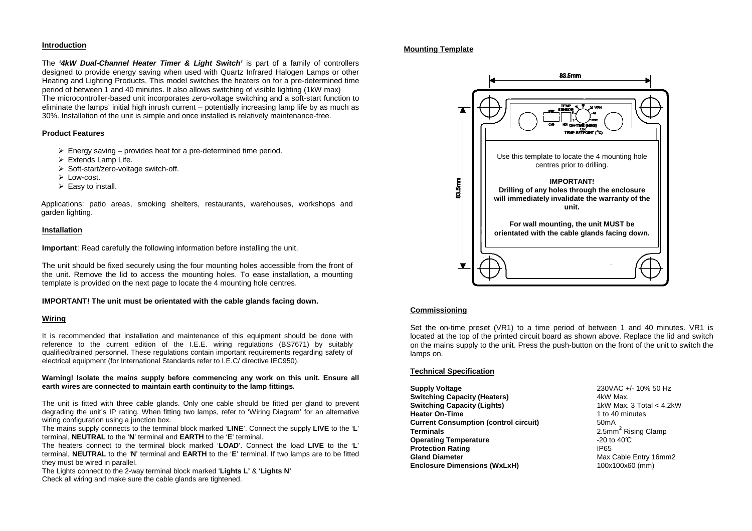## Introduction

The ***'4kW Dual-Channel Heater Timer & Light Switch'*** is part of a family of controllers designed to provide energy saving when used with Quartz Infrared Halogen Lamps or other Heating and Lighting Products. This model switches the heaters on for a pre-determined time period of between 1 and 40 minutes. It also allows switching of visible lighting (1kW max)
The microcontroller-based unit incorporates zero-voltage switching and a soft-start function to eliminate the lamps' initial high inrush current – potentially increasing lamp life by as much as 30%. Installation of the unit is simple and once installed is relatively maintenance-free.

### Product Features

- Energy saving – provides heat for a pre-determined time period.
- Extends Lamp Life.
- Soft-start/zero-voltage switch-off.
- Low-cost.
- Easy to install.

Applications: patio areas, smoking shelters, restaurants, warehouses, workshops and garden lighting.

## Installation

**Important**: Read carefully the following information before installing the unit.

The unit should be fixed securely using the four mounting holes accessible from the front of the unit. Remove the lid to access the mounting holes. To ease installation, a mounting template is provided on the next page to locate the 4 mounting hole centres.

**IMPORTANT! The unit must be orientated with the cable glands facing down.**

## Wiring

It is recommended that installation and maintenance of this equipment should be done with reference to the current edition of the I.E.E. wiring regulations (BS7671) by suitably qualified/trained personnel. These regulations contain important requirements regarding safety of electrical equipment (for International Standards refer to I.E.C/ directive IEC950).

**Warning! Isolate the mains supply before commencing any work on this unit. Ensure all earth wires are connected to maintain earth continuity to the lamp fittings.**

The unit is fitted with three cable glands. Only one cable should be fitted per gland to prevent degrading the unit's IP rating. When fitting two lamps, refer to 'Wiring Diagram' for an alternative wiring configuration using a junction box.
The mains supply connects to the terminal block marked '**LINE**'. Connect the supply **LIVE** to the '**L**' terminal, **NEUTRAL** to the '**N**' terminal and **EARTH** to the '**E**' terminal.
The heaters connect to the terminal block marked '**LOAD**'. Connect the load **LIVE** to the '**L**' terminal, **NEUTRAL** to the '**N**' terminal and **EARTH** to the '**E**' terminal. If two lamps are to be fitted they must be wired in parallel.
The Lights connect to the 2-way terminal block marked '**Lights L'** & '**Lights N'**
Check all wiring and make sure the cable glands are tightened.

## Mounting Template

83.5mm

83.5mm

TEMP SENSOR, VR1, ON-TIME (MINS) OR TEMP SETPOINT (°C)

Use this template to locate the 4 mounting hole centres prior to drilling.

**IMPORTANT!**
**Drilling of any holes through the enclosure will immediately invalidate the warranty of the unit.**

**For wall mounting, the unit MUST be orientated with the cable glands facing down.**

## Commissioning

Set the on-time preset (VR1) to a time period of between 1 and 40 minutes. VR1 is located at the top of the printed circuit board as shown above. Replace the lid and switch on the mains supply to the unit. Press the push-button on the front of the unit to switch the lamps on.

## Technical Specification

| | |
|---|---|
| **Supply Voltage** | 230VAC +/- 10% 50 Hz |
| **Switching Capacity (Heaters)** | 4kW Max. |
| **Switching Capacity (Lights)** | 1kW Max. 3 Total < 4.2kW |
| **Heater On-Time** | 1 to 40 minutes |
| **Current Consumption (control circuit)** | 50mA |
| **Terminals** | 2.5mm$^2$ Rising Clamp |
| **Operating Temperature** | -20 to 40°C |
| **Protection Rating** | IP65 |
| **Gland Diameter** | Max Cable Entry 16mm2 |
| **Enclosure Dimensions (WxLxH)** | 100x100x60 (mm) |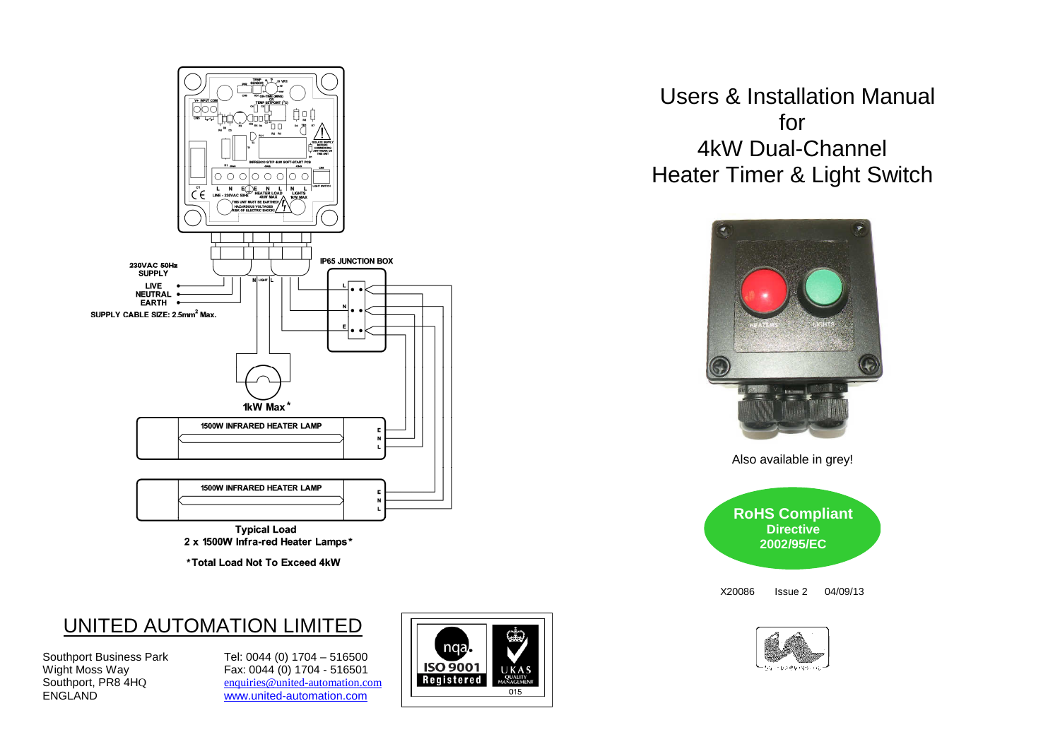230VAC 50Hz
SUPPLY

LIVE
NEUTRAL
EARTH

SUPPLY CABLE SIZE: 2.5mm$^2$ Max.

IP65 JUNCTION BOX

1kW Max*

1500W INFRARED HEATER LAMP

1500W INFRARED HEATER LAMP

**Typical Load**
**2 x 1500W Infra-red Heater Lamps***

***Total Load Not To Exceed 4kW**

# Users & Installation Manual for 4kW Dual-Channel Heater Timer & Light Switch

Also available in grey!

**RoHS Compliant**
**Directive**
**2002/95/EC**

X20086 Issue 2 04/09/13

## UNITED AUTOMATION LIMITED

Southport Business Park
Wight Moss Way
Southport, PR8 4HQ
ENGLAND

Tel: 0044 (0) 1704 – 516500
Fax: 0044 (0) 1704 - 516501
enquiries@united-automation.com
www.united-automation.com

nqa. ISO 9001 Registered
UKAS QUALITY MANAGEMENT 015